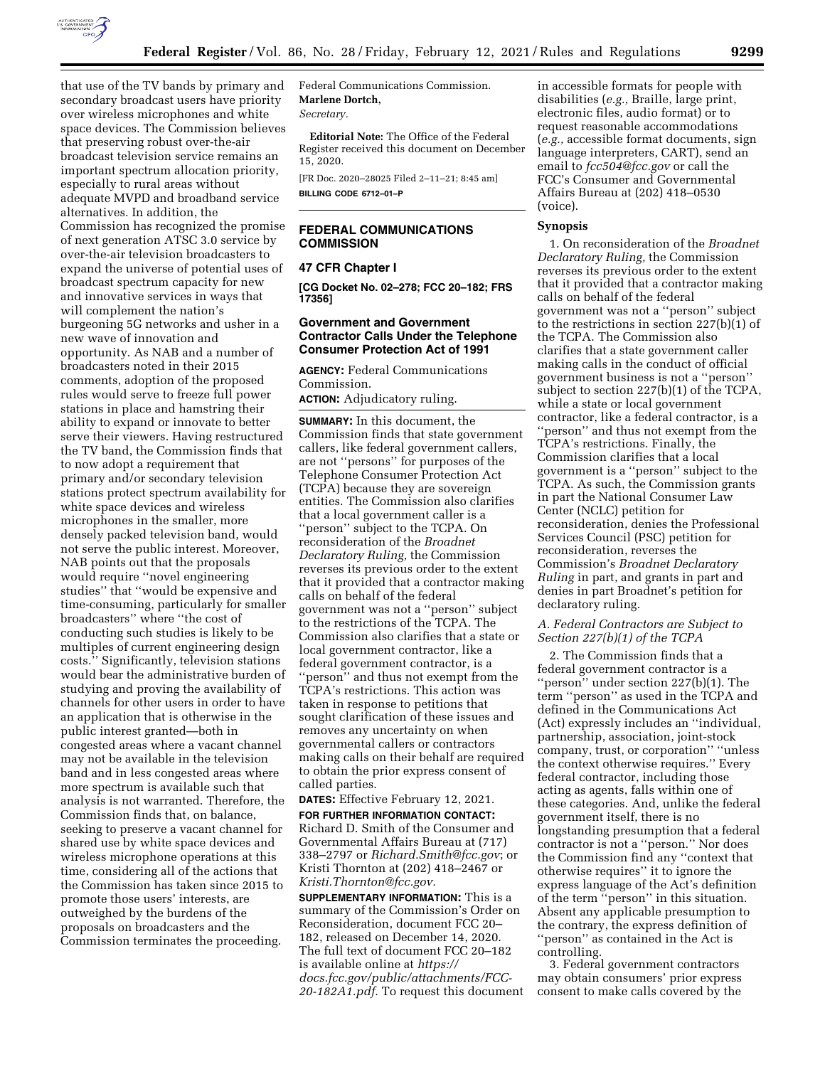that use of the TV bands by primary and secondary broadcast users have priority over wireless microphones and white space devices. The Commission believes that preserving robust over-the-air broadcast television service remains an important spectrum allocation priority, especially to rural areas without adequate MVPD and broadband service alternatives. In addition, the Commission has recognized the promise of next generation ATSC 3.0 service by over-the-air television broadcasters to expand the universe of potential uses of broadcast spectrum capacity for new and innovative services in ways that will complement the nation's burgeoning 5G networks and usher in a new wave of innovation and opportunity. As NAB and a number of broadcasters noted in their 2015 comments, adoption of the proposed rules would serve to freeze full power stations in place and hamstring their ability to expand or innovate to better serve their viewers. Having restructured the TV band, the Commission finds that to now adopt a requirement that primary and/or secondary television stations protect spectrum availability for white space devices and wireless microphones in the smaller, more densely packed television band, would not serve the public interest. Moreover, NAB points out that the proposals would require ''novel engineering studies'' that ''would be expensive and time-consuming, particularly for smaller broadcasters'' where ''the cost of conducting such studies is likely to be multiples of current engineering design costs.'' Significantly, television stations would bear the administrative burden of studying and proving the availability of channels for other users in order to have an application that is otherwise in the public interest granted—both in congested areas where a vacant channel may not be available in the television band and in less congested areas where more spectrum is available such that analysis is not warranted. Therefore, the Commission finds that, on balance, seeking to preserve a vacant channel for shared use by white space devices and wireless microphone operations at this time, considering all of the actions that the Commission has taken since 2015 to promote those users' interests, are outweighed by the burdens of the proposals on broadcasters and the Commission terminates the proceeding.

Federal Communications Commission.

**Marlene Dortch,**

*Secretary.*

**Editorial Note:** The Office of the Federal Register received this document on December 15, 2020.

[FR Doc. 2020–28025 Filed 2–11–21; 8:45 am]

**BILLING CODE 6712–01–P**

## FEDERAL COMMUNICATIONS COMMISSION

### 47 CFR Chapter I

**[CG Docket No. 02–278; FCC 20–182; FRS 17356]**

### Government and Government Contractor Calls Under the Telephone Consumer Protection Act of 1991

**AGENCY:** Federal Communications Commission.

**ACTION:** Adjudicatory ruling.

**SUMMARY:** In this document, the Commission finds that state government callers, like federal government callers, are not ''persons'' for purposes of the Telephone Consumer Protection Act (TCPA) because they are sovereign entities. The Commission also clarifies that a local government caller is a ''person'' subject to the TCPA. On reconsideration of the *Broadnet Declaratory Ruling,* the Commission reverses its previous order to the extent that it provided that a contractor making calls on behalf of the federal government was not a ''person'' subject to the restrictions of the TCPA. The Commission also clarifies that a state or local government contractor, like a federal government contractor, is a ''person'' and thus not exempt from the TCPA's restrictions. This action was taken in response to petitions that sought clarification of these issues and removes any uncertainty on when governmental callers or contractors making calls on their behalf are required to obtain the prior express consent of called parties.

**DATES:** Effective February 12, 2021.

**FOR FURTHER INFORMATION CONTACT:** Richard D. Smith of the Consumer and Governmental Affairs Bureau at (717) 338–2797 or *Richard.Smith@fcc.gov*; or Kristi Thornton at (202) 418–2467 or *Kristi.Thornton@fcc.gov.*

**SUPPLEMENTARY INFORMATION:** This is a summary of the Commission's Order on Reconsideration, document FCC 20–182, released on December 14, 2020. The full text of document FCC 20–182 is available online at *https://docs.fcc.gov/public/attachments/FCC-20-182A1.pdf.* To request this document in accessible formats for people with disabilities (*e.g.,* Braille, large print, electronic files, audio format) or to request reasonable accommodations (*e.g.,* accessible format documents, sign language interpreters, CART), send an email to *fcc504@fcc.gov* or call the FCC's Consumer and Governmental Affairs Bureau at (202) 418–0530 (voice).

### Synopsis

1. On reconsideration of the *Broadnet Declaratory Ruling,* the Commission reverses its previous order to the extent that it provided that a contractor making calls on behalf of the federal government was not a ''person'' subject to the restrictions in section 227(b)(1) of the TCPA. The Commission also clarifies that a state government caller making calls in the conduct of official government business is not a ''person'' subject to section 227(b)(1) of the TCPA, while a state or local government contractor, like a federal contractor, is a ''person'' and thus not exempt from the TCPA's restrictions. Finally, the Commission clarifies that a local government is a ''person'' subject to the TCPA. As such, the Commission grants in part the National Consumer Law Center (NCLC) petition for reconsideration, denies the Professional Services Council (PSC) petition for reconsideration, reverses the Commission's *Broadnet Declaratory Ruling* in part, and grants in part and denies in part Broadnet's petition for declaratory ruling.

#### *A. Federal Contractors are Subject to Section 227(b)(1) of the TCPA*

2. The Commission finds that a federal government contractor is a ''person'' under section 227(b)(1). The term ''person'' as used in the TCPA and defined in the Communications Act (Act) expressly includes an ''individual, partnership, association, joint-stock company, trust, or corporation'' ''unless the context otherwise requires.'' Every federal contractor, including those acting as agents, falls within one of these categories. And, unlike the federal government itself, there is no longstanding presumption that a federal contractor is not a ''person.'' Nor does the Commission find any ''context that otherwise requires'' it to ignore the express language of the Act's definition of the term ''person'' in this situation. Absent any applicable presumption to the contrary, the express definition of ''person'' as contained in the Act is controlling.

3. Federal government contractors may obtain consumers' prior express consent to make calls covered by the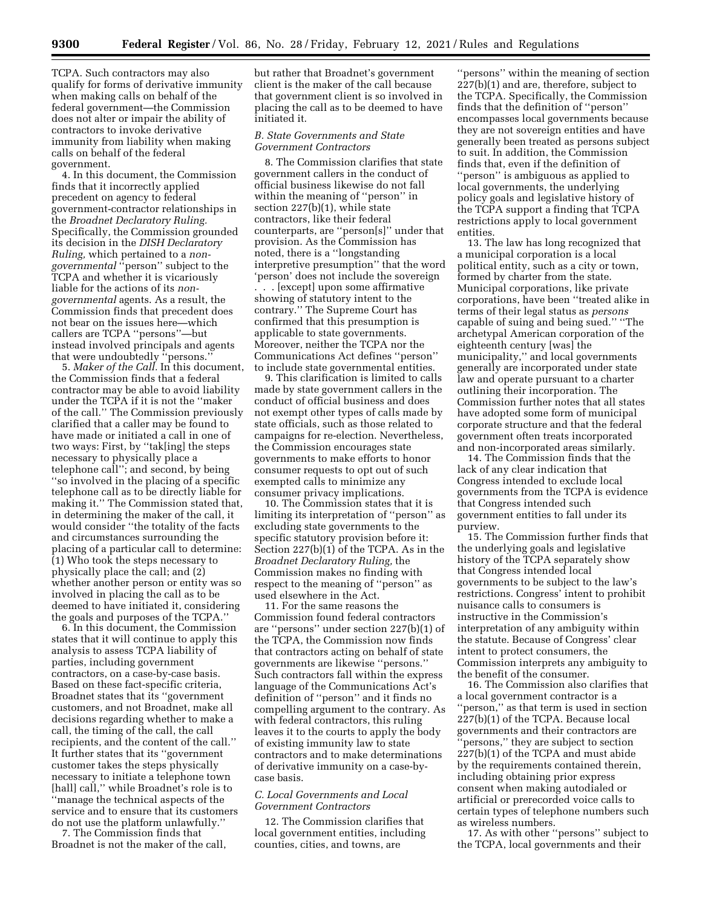TCPA. Such contractors may also qualify for forms of derivative immunity when making calls on behalf of the federal government—the Commission does not alter or impair the ability of contractors to invoke derivative immunity from liability when making calls on behalf of the federal government.

4. In this document, the Commission finds that it incorrectly applied precedent on agency to federal government-contractor relationships in the *Broadnet Declaratory Ruling.* Specifically, the Commission grounded its decision in the *DISH Declaratory Ruling,* which pertained to a *non-governmental* ''person'' subject to the TCPA and whether it is vicariously liable for the actions of its *non-governmental* agents. As a result, the Commission finds that precedent does not bear on the issues here—which callers are TCPA ''persons''—but instead involved principals and agents that were undoubtedly ''persons.''

5. *Maker of the Call.* In this document, the Commission finds that a federal contractor may be able to avoid liability under the TCPA if it is not the ''maker of the call.'' The Commission previously clarified that a caller may be found to have made or initiated a call in one of two ways: First, by ''tak[ing] the steps necessary to physically place a telephone call''; and second, by being ''so involved in the placing of a specific telephone call as to be directly liable for making it.'' The Commission stated that, in determining the maker of the call, it would consider ''the totality of the facts and circumstances surrounding the placing of a particular call to determine: (1) Who took the steps necessary to physically place the call; and (2) whether another person or entity was so involved in placing the call as to be deemed to have initiated it, considering the goals and purposes of the TCPA.''

6. In this document, the Commission states that it will continue to apply this analysis to assess TCPA liability of parties, including government contractors, on a case-by-case basis. Based on these fact-specific criteria, Broadnet states that its ''government customers, and not Broadnet, make all decisions regarding whether to make a call, the timing of the call, the call recipients, and the content of the call.'' It further states that its ''government customer takes the steps physically necessary to initiate a telephone town [hall] call,'' while Broadnet's role is to ''manage the technical aspects of the service and to ensure that its customers do not use the platform unlawfully.''

7. The Commission finds that Broadnet is not the maker of the call, but rather that Broadnet's government client is the maker of the call because that government client is so involved in placing the call as to be deemed to have initiated it.

### B. State Governments and State Government Contractors

8. The Commission clarifies that state government callers in the conduct of official business likewise do not fall within the meaning of ''person'' in section 227(b)(1), while state contractors, like their federal counterparts, are ''person[s]'' under that provision. As the Commission has noted, there is a ''longstanding interpretive presumption'' that the word 'person' does not include the sovereign . . . [except] upon some affirmative showing of statutory intent to the contrary.'' The Supreme Court has confirmed that this presumption is applicable to state governments. Moreover, neither the TCPA nor the Communications Act defines ''person'' to include state governmental entities.

9. This clarification is limited to calls made by state government callers in the conduct of official business and does not exempt other types of calls made by state officials, such as those related to campaigns for re-election. Nevertheless, the Commission encourages state governments to make efforts to honor consumer requests to opt out of such exempted calls to minimize any consumer privacy implications.

10. The Commission states that it is limiting its interpretation of ''person'' as excluding state governments to the specific statutory provision before it: Section 227(b)(1) of the TCPA. As in the *Broadnet Declaratory Ruling,* the Commission makes no finding with respect to the meaning of ''person'' as used elsewhere in the Act.

11. For the same reasons the Commission found federal contractors are ''persons'' under section 227(b)(1) of the TCPA, the Commission now finds that contractors acting on behalf of state governments are likewise ''persons.'' Such contractors fall within the express language of the Communications Act's definition of ''person'' and it finds no compelling argument to the contrary. As with federal contractors, this ruling leaves it to the courts to apply the body of existing immunity law to state contractors and to make determinations of derivative immunity on a case-by-case basis.

### C. Local Governments and Local Government Contractors

12. The Commission clarifies that local government entities, including counties, cities, and towns, are ''persons'' within the meaning of section 227(b)(1) and are, therefore, subject to the TCPA. Specifically, the Commission finds that the definition of ''person'' encompasses local governments because they are not sovereign entities and have generally been treated as persons subject to suit. In addition, the Commission finds that, even if the definition of ''person'' is ambiguous as applied to local governments, the underlying policy goals and legislative history of the TCPA support a finding that TCPA restrictions apply to local government entities.

13. The law has long recognized that a municipal corporation is a local political entity, such as a city or town, formed by charter from the state. Municipal corporations, like private corporations, have been ''treated alike in terms of their legal status as *persons* capable of suing and being sued.'' ''The archetypal American corporation of the eighteenth century [was] the municipality,'' and local governments generally are incorporated under state law and operate pursuant to a charter outlining their incorporation. The Commission further notes that all states have adopted some form of municipal corporate structure and that the federal government often treats incorporated and non-incorporated areas similarly.

14. The Commission finds that the lack of any clear indication that Congress intended to exclude local governments from the TCPA is evidence that Congress intended such government entities to fall under its purview.

15. The Commission further finds that the underlying goals and legislative history of the TCPA separately show that Congress intended local governments to be subject to the law's restrictions. Congress' intent to prohibit nuisance calls to consumers is instructive in the Commission's interpretation of any ambiguity within the statute. Because of Congress' clear intent to protect consumers, the Commission interprets any ambiguity to the benefit of the consumer.

16. The Commission also clarifies that a local government contractor is a ''person,'' as that term is used in section 227(b)(1) of the TCPA. Because local governments and their contractors are ''persons,'' they are subject to section 227(b)(1) of the TCPA and must abide by the requirements contained therein, including obtaining prior express consent when making autodialed or artificial or prerecorded voice calls to certain types of telephone numbers such as wireless numbers.

17. As with other ''persons'' subject to the TCPA, local governments and their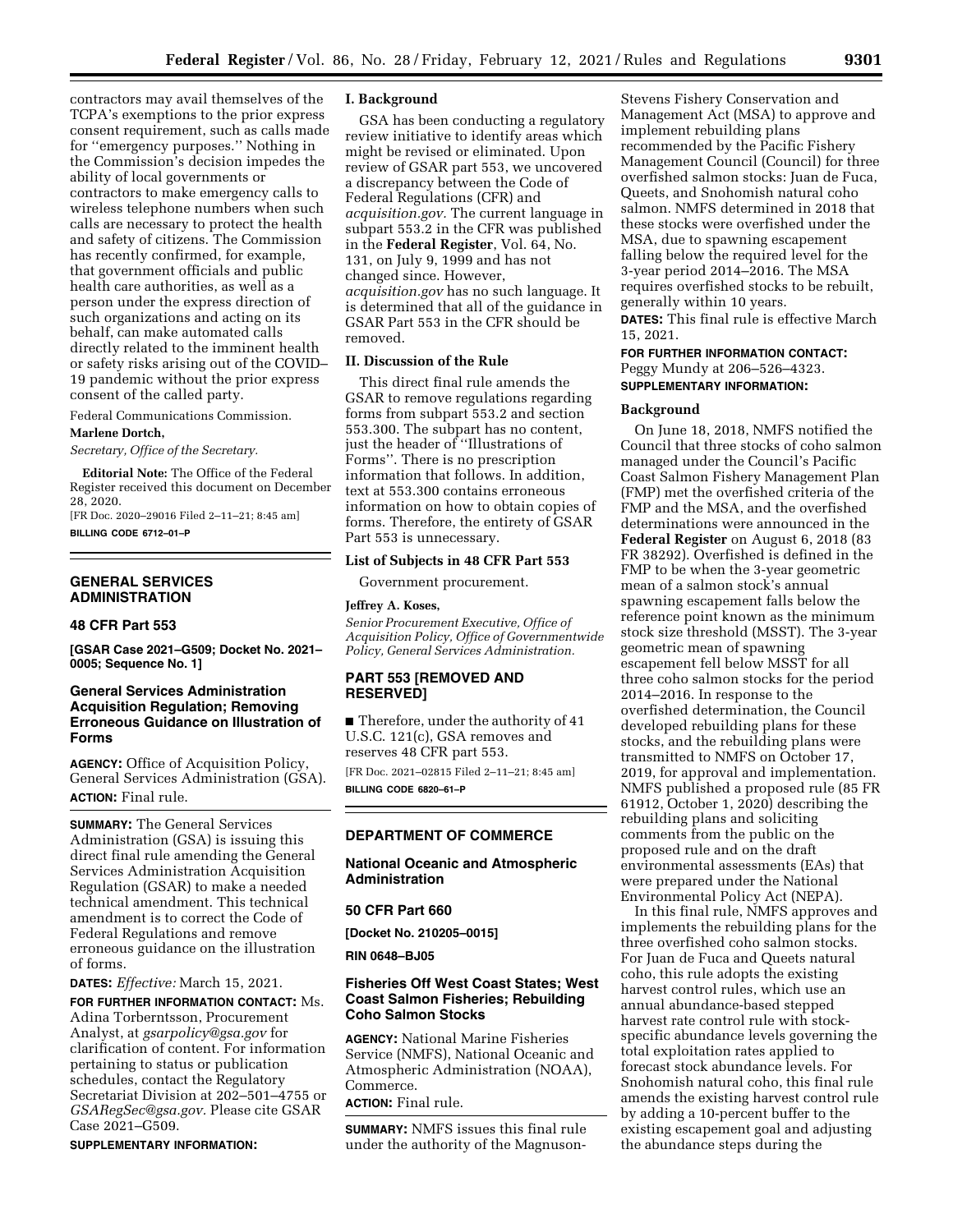contractors may avail themselves of the TCPA's exemptions to the prior express consent requirement, such as calls made for ''emergency purposes.'' Nothing in the Commission's decision impedes the ability of local governments or contractors to make emergency calls to wireless telephone numbers when such calls are necessary to protect the health and safety of citizens. The Commission has recently confirmed, for example, that government officials and public health care authorities, as well as a person under the express direction of such organizations and acting on its behalf, can make automated calls directly related to the imminent health or safety risks arising out of the COVID–19 pandemic without the prior express consent of the called party.

Federal Communications Commission.

**Marlene Dortch,**

*Secretary, Office of the Secretary.*

**Editorial Note:** The Office of the Federal Register received this document on December 28, 2020.

[FR Doc. 2020–29016 Filed 2–11–21; 8:45 am]

**BILLING CODE 6712–01–P**

## GENERAL SERVICES ADMINISTRATION

### 48 CFR Part 553

**[GSAR Case 2021–G509; Docket No. 2021–0005; Sequence No. 1]**

### General Services Administration Acquisition Regulation; Removing Erroneous Guidance on Illustration of Forms

**AGENCY:** Office of Acquisition Policy, General Services Administration (GSA).

**ACTION:** Final rule.

**SUMMARY:** The General Services Administration (GSA) is issuing this direct final rule amending the General Services Administration Acquisition Regulation (GSAR) to make a needed technical amendment. This technical amendment is to correct the Code of Federal Regulations and remove erroneous guidance on the illustration of forms.

**DATES:** *Effective:* March 15, 2021.

**FOR FURTHER INFORMATION CONTACT:** Ms. Adina Torberntsson, Procurement Analyst, at *gsarpolicy@gsa.gov* for clarification of content. For information pertaining to status or publication schedules, contact the Regulatory Secretariat Division at 202–501–4755 or *GSARegSec@gsa.gov.* Please cite GSAR Case 2021–G509.

**SUPPLEMENTARY INFORMATION:**

**I. Background**

GSA has been conducting a regulatory review initiative to identify areas which might be revised or eliminated. Upon review of GSAR part 553, we uncovered a discrepancy between the Code of Federal Regulations (CFR) and *acquisition.gov.* The current language in subpart 553.2 in the CFR was published in the **Federal Register**, Vol. 64, No. 131, on July 9, 1999 and has not changed since. However, *acquisition.gov* has no such language. It is determined that all of the guidance in GSAR Part 553 in the CFR should be removed.

**II. Discussion of the Rule**

This direct final rule amends the GSAR to remove regulations regarding forms from subpart 553.2 and section 553.300. The subpart has no content, just the header of ''Illustrations of Forms''. There is no prescription information that follows. In addition, text at 553.300 contains erroneous information on how to obtain copies of forms. Therefore, the entirety of GSAR Part 553 is unnecessary.

**List of Subjects in 48 CFR Part 553**

Government procurement.

**Jeffrey A. Koses,**

*Senior Procurement Executive, Office of Acquisition Policy, Office of Governmentwide Policy, General Services Administration.*

### PART 553 [REMOVED AND RESERVED]

■ Therefore, under the authority of 41 U.S.C. 121(c), GSA removes and reserves 48 CFR part 553.

[FR Doc. 2021–02815 Filed 2–11–21; 8:45 am]

**BILLING CODE 6820–61–P**

## DEPARTMENT OF COMMERCE

### National Oceanic and Atmospheric Administration

### 50 CFR Part 660

**[Docket No. 210205–0015]**

**RIN 0648–BJ05**

### Fisheries Off West Coast States; West Coast Salmon Fisheries; Rebuilding Coho Salmon Stocks

**AGENCY:** National Marine Fisheries Service (NMFS), National Oceanic and Atmospheric Administration (NOAA), Commerce.

**ACTION:** Final rule.

**SUMMARY:** NMFS issues this final rule under the authority of the Magnuson-Stevens Fishery Conservation and Management Act (MSA) to approve and implement rebuilding plans recommended by the Pacific Fishery Management Council (Council) for three overfished salmon stocks: Juan de Fuca, Queets, and Snohomish natural coho salmon. NMFS determined in 2018 that these stocks were overfished under the MSA, due to spawning escapement falling below the required level for the 3-year period 2014–2016. The MSA requires overfished stocks to be rebuilt, generally within 10 years.

**DATES:** This final rule is effective March 15, 2021.

**FOR FURTHER INFORMATION CONTACT:** Peggy Mundy at 206–526–4323.

**SUPPLEMENTARY INFORMATION:**

**Background**

On June 18, 2018, NMFS notified the Council that three stocks of coho salmon managed under the Council's Pacific Coast Salmon Fishery Management Plan (FMP) met the overfished criteria of the FMP and the MSA, and the overfished determinations were announced in the **Federal Register** on August 6, 2018 (83 FR 38292). Overfished is defined in the FMP to be when the 3-year geometric mean of a salmon stock's annual spawning escapement falls below the reference point known as the minimum stock size threshold (MSST). The 3-year geometric mean of spawning escapement fell below MSST for all three coho salmon stocks for the period 2014–2016. In response to the overfished determination, the Council developed rebuilding plans for these stocks, and the rebuilding plans were transmitted to NMFS on October 17, 2019, for approval and implementation. NMFS published a proposed rule (85 FR 61912, October 1, 2020) describing the rebuilding plans and soliciting comments from the public on the proposed rule and on the draft environmental assessments (EAs) that were prepared under the National Environmental Policy Act (NEPA).

In this final rule, NMFS approves and implements the rebuilding plans for the three overfished coho salmon stocks. For Juan de Fuca and Queets natural coho, this rule adopts the existing harvest control rules, which use an annual abundance-based stepped harvest rate control rule with stock-specific abundance levels governing the total exploitation rates applied to forecast stock abundance levels. For Snohomish natural coho, this final rule amends the existing harvest control rule by adding a 10-percent buffer to the existing escapement goal and adjusting the abundance steps during the